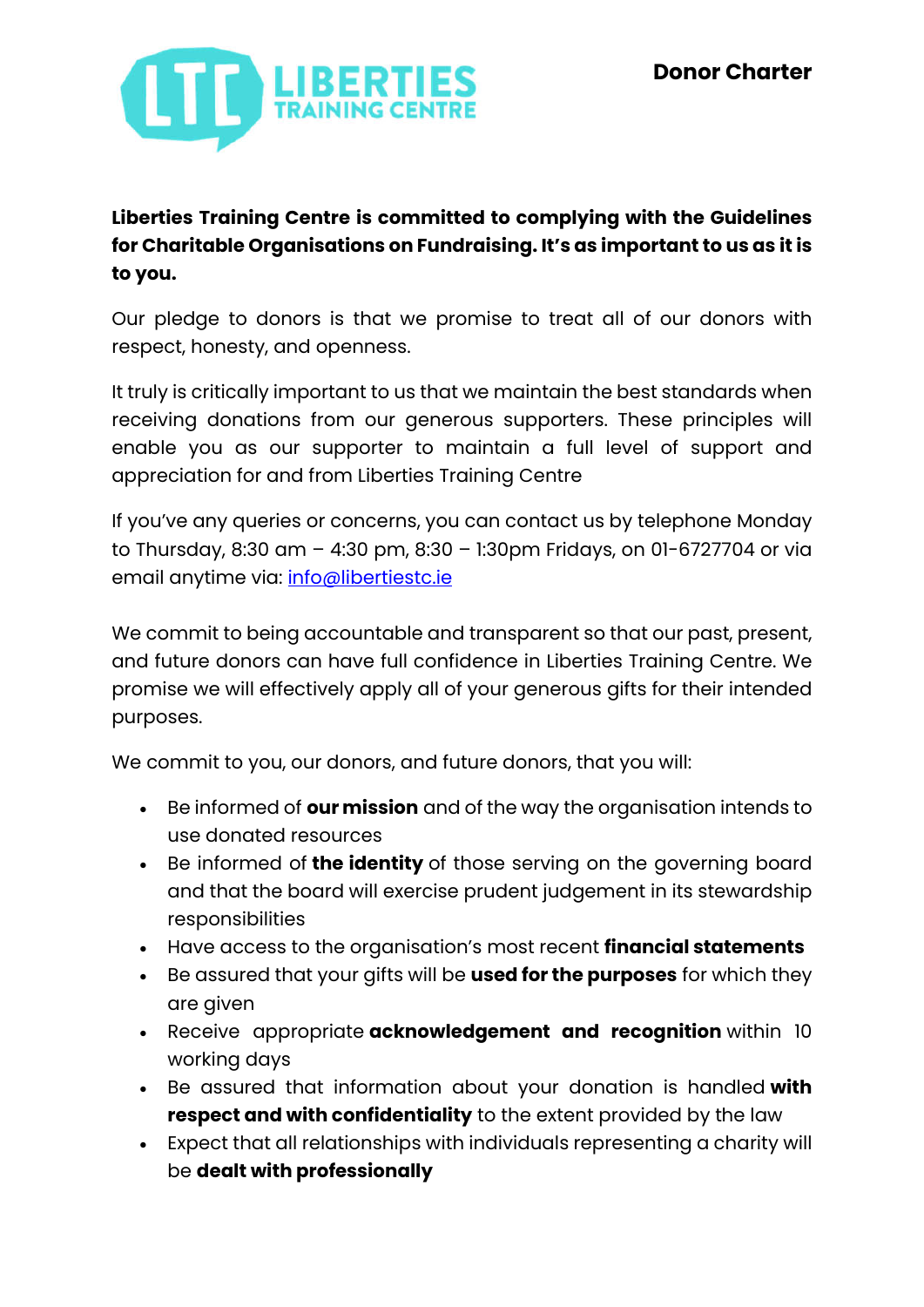# Donor Charter

**Liberties Training Centre is committed to complying with the Guidelines for Charitable Organisations on Fundraising. It's as important to us as it is to you.**

Our pledge to donors is that we promise to treat all of our donors with respect, honesty, and openness.

It truly is critically important to us that we maintain the best standards when receiving donations from our generous supporters. These principles will enable you as our supporter to maintain a full level of support and appreciation for and from Liberties Training Centre

If you've any queries or concerns, you can contact us by telephone Monday to Thursday, 8:30 am – 4:30 pm, 8:30 – 1:30pm Fridays, on 01-6727704 or via email anytime via: info@libertiestc.ie

We commit to being accountable and transparent so that our past, present, and future donors can have full confidence in Liberties Training Centre. We promise we will effectively apply all of your generous gifts for their intended purposes.

We commit to you, our donors, and future donors, that you will:

- Be informed of **our mission** and of the way the organisation intends to use donated resources
- Be informed of **the identity** of those serving on the governing board and that the board will exercise prudent judgement in its stewardship responsibilities
- Have access to the organisation's most recent **financial statements**
- Be assured that your gifts will be **used for the purposes** for which they are given
- Receive appropriate **acknowledgement and recognition** within 10 working days
- Be assured that information about your donation is handled **with respect and with confidentiality** to the extent provided by the law
- Expect that all relationships with individuals representing a charity will be **dealt with professionally**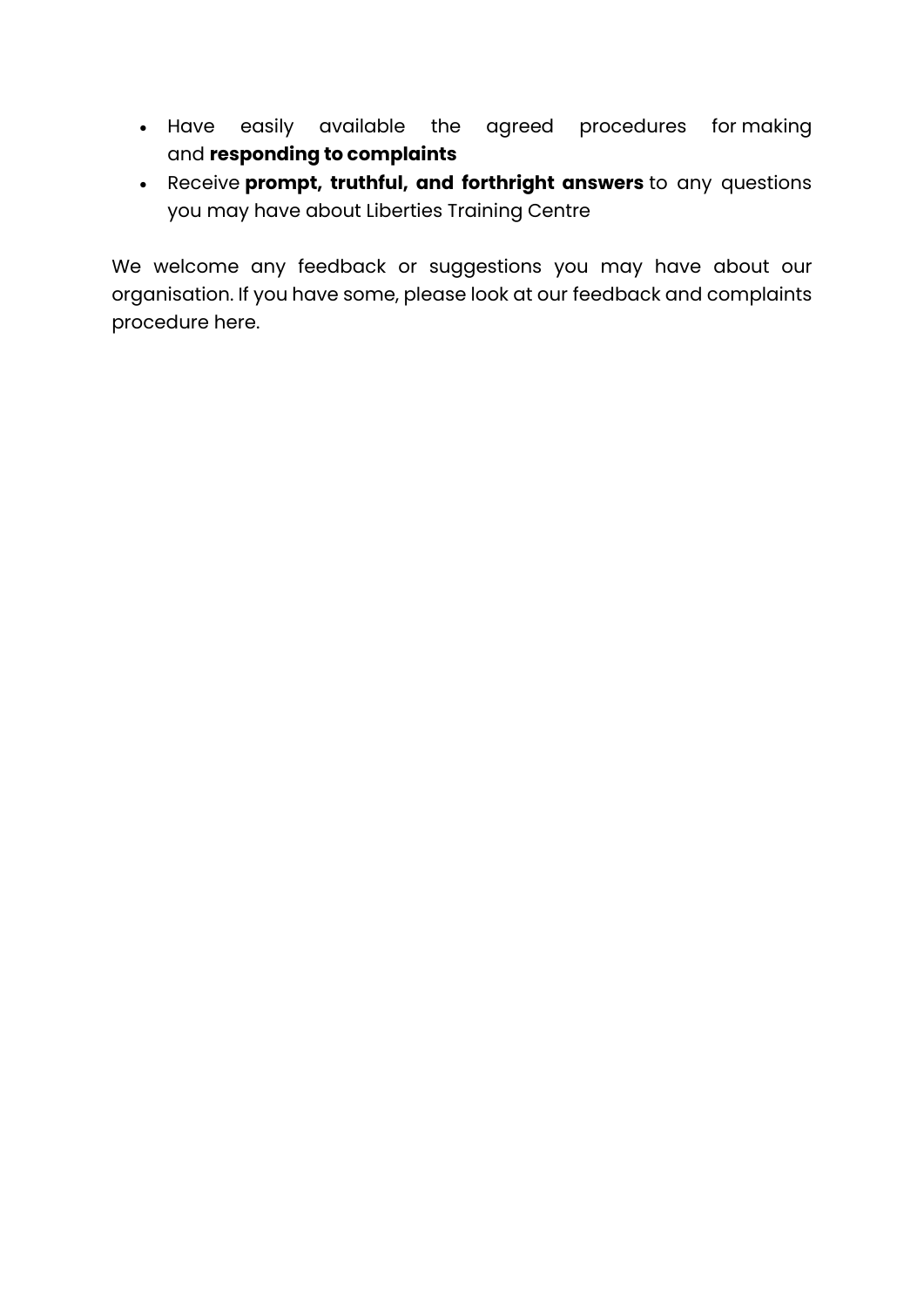- Have easily available the agreed procedures for making and **responding to complaints**
- Receive **prompt, truthful, and forthright answers** to any questions you may have about Liberties Training Centre

We welcome any feedback or suggestions you may have about our organisation. If you have some, please look at our feedback and complaints procedure here.